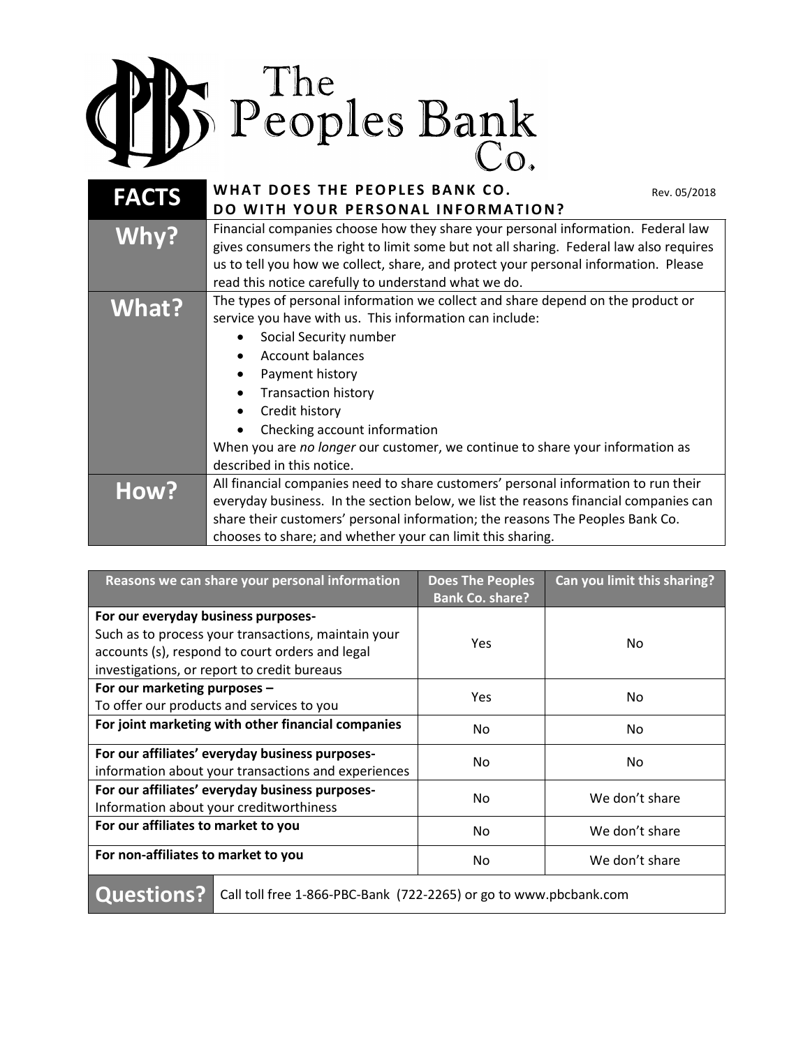# The Peoples Bank Co.

| FACTS | WHAT DOES THE PEOPLES BANK CO. DO WITH YOUR PERSONAL INFORMATION? Rev. 05/2018 |
|---|---|
| **Why?** | Financial companies choose how they share your personal information. Federal law gives consumers the right to limit some but not all sharing. Federal law also requires us to tell you how we collect, share, and protect your personal information. Please read this notice carefully to understand what we do. |
| **What?** | The types of personal information we collect and share depend on the product or service you have with us. This information can include:<br>• Social Security number<br>• Account balances<br>• Payment history<br>• Transaction history<br>• Credit history<br>• Checking account information<br>When you are *no longer* our customer, we continue to share your information as described in this notice. |
| **How?** | All financial companies need to share customers' personal information to run their everyday business. In the section below, we list the reasons financial companies can share their customers' personal information; the reasons The Peoples Bank Co. chooses to share; and whether your can limit this sharing. |

| Reasons we can share your personal information | Does The Peoples Bank Co. share? | Can you limit this sharing? |
|---|---|---|
| **For our everyday business purposes-** Such as to process your transactions, maintain your accounts (s), respond to court orders and legal investigations, or report to credit bureaus | Yes | No |
| **For our marketing purposes –** To offer our products and services to you | Yes | No |
| **For joint marketing with other financial companies** | No | No |
| **For our affiliates' everyday business purposes-** information about your transactions and experiences | No | No |
| **For our affiliates' everyday business purposes-** Information about your creditworthiness | No | We don't share |
| **For our affiliates to market to you** | No | We don't share |
| **For non-affiliates to market to you** | No | We don't share |

| **Questions?** | Call toll free 1-866-PBC-Bank (722-2265) or go to www.pbcbank.com |
|---|---|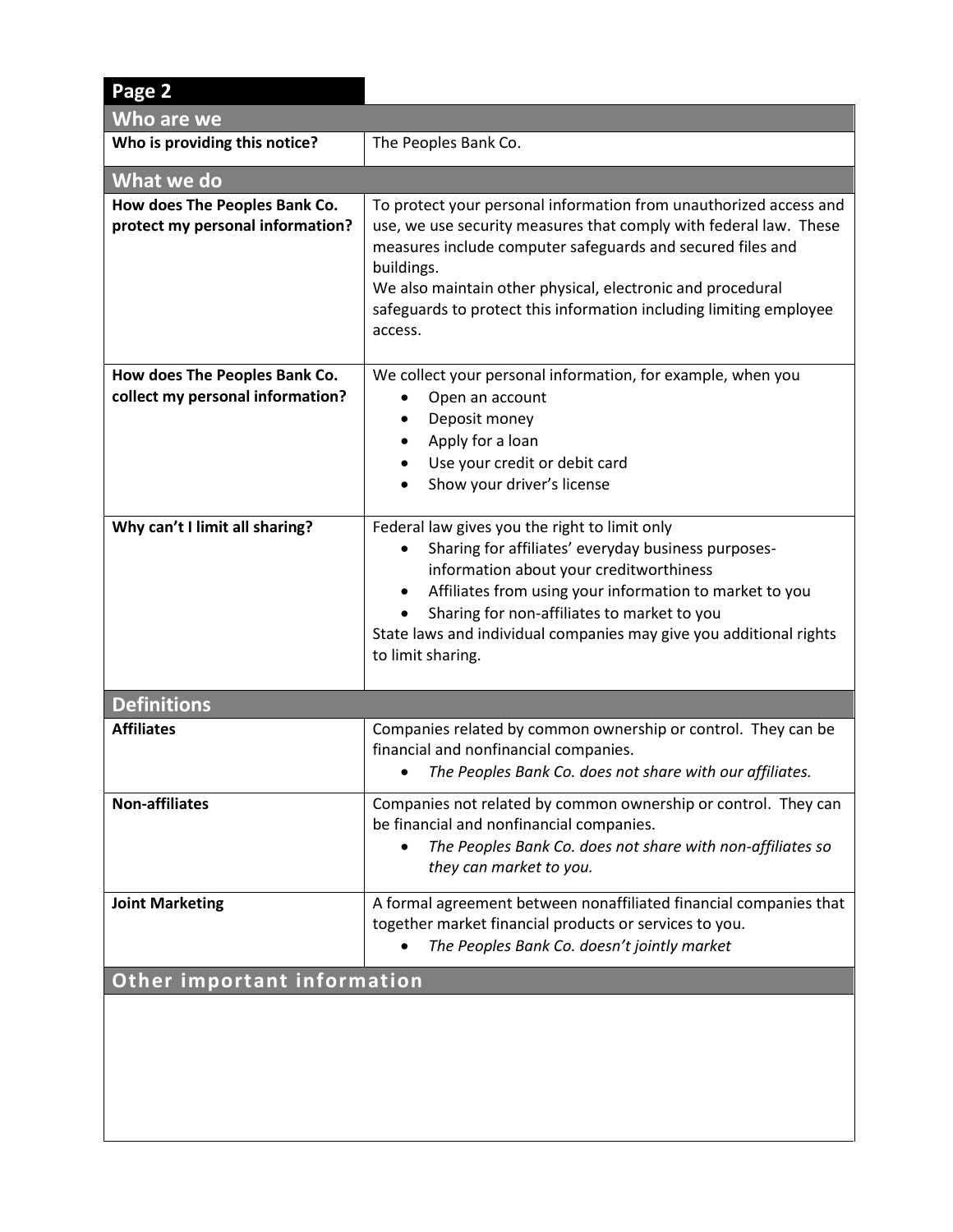## Page 2

| | |
|---|---|
| **Who are we** | |
| **Who is providing this notice?** | The Peoples Bank Co. |
| **What we do** | |
| **How does The Peoples Bank Co. protect my personal information?** | To protect your personal information from unauthorized access and use, we use security measures that comply with federal law. These measures include computer safeguards and secured files and buildings.<br>We also maintain other physical, electronic and procedural safeguards to protect this information including limiting employee access. |
| **How does The Peoples Bank Co. collect my personal information?** | We collect your personal information, for example, when you<br>• Open an account<br>• Deposit money<br>• Apply for a loan<br>• Use your credit or debit card<br>• Show your driver's license |
| **Why can't I limit all sharing?** | Federal law gives you the right to limit only<br>• Sharing for affiliates' everyday business purposes- information about your creditworthiness<br>• Affiliates from using your information to market to you<br>• Sharing for non-affiliates to market to you<br>State laws and individual companies may give you additional rights to limit sharing. |
| **Definitions** | |
| **Affiliates** | Companies related by common ownership or control. They can be financial and nonfinancial companies.<br>• *The Peoples Bank Co. does not share with our affiliates.* |
| **Non-affiliates** | Companies not related by common ownership or control. They can be financial and nonfinancial companies.<br>• *The Peoples Bank Co. does not share with non-affiliates so they can market to you.* |
| **Joint Marketing** | A formal agreement between nonaffiliated financial companies that together market financial products or services to you.<br>• *The Peoples Bank Co. doesn't jointly market* |
| **Other important information** | |